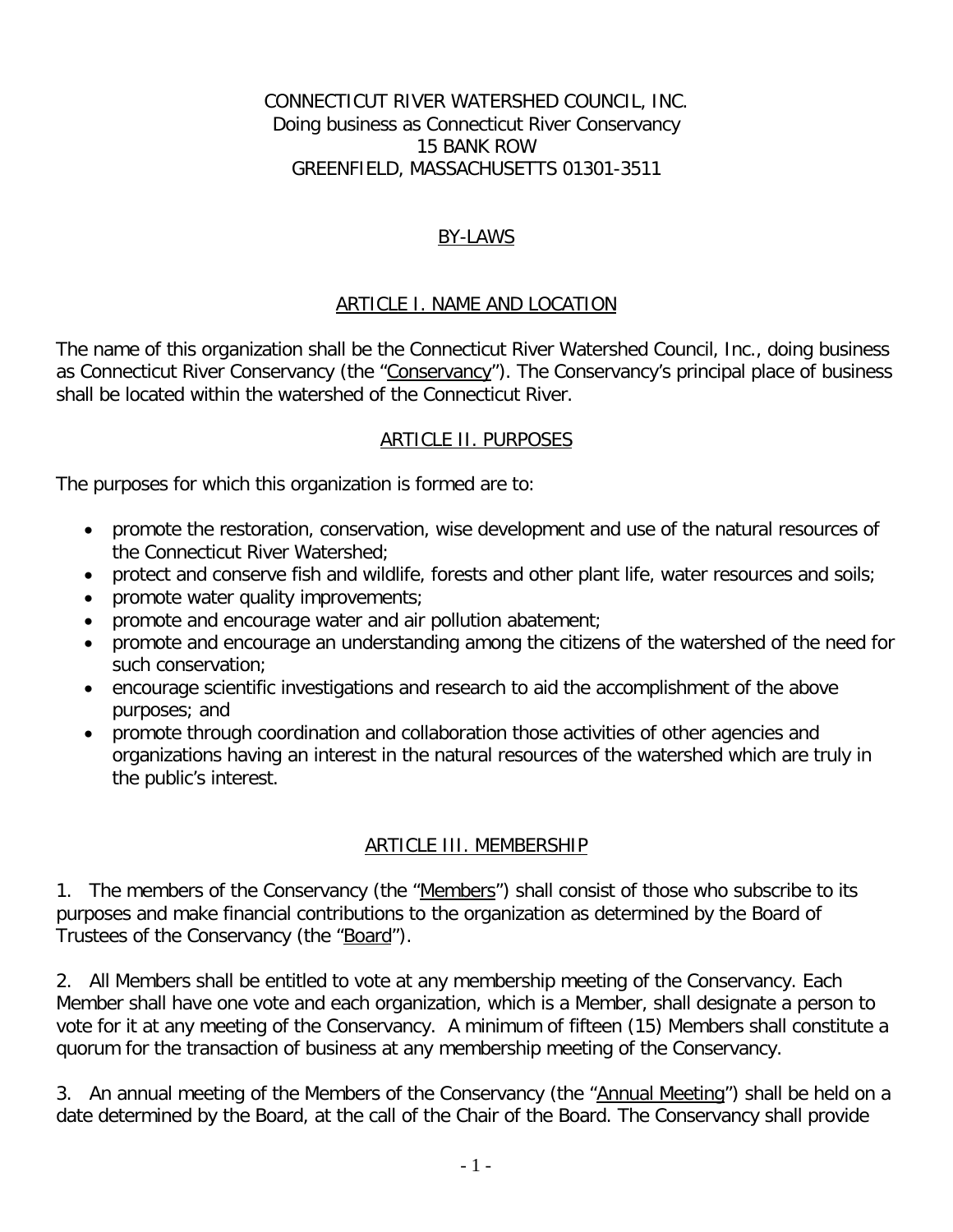CONNECTICUT RIVER WATERSHED COUNCIL, INC.
Doing business as Connecticut River Conservancy
15 BANK ROW
GREENFIELD, MASSACHUSETTS 01301-3511

# BY-LAWS

## ARTICLE I. NAME AND LOCATION

The name of this organization shall be the Connecticut River Watershed Council, Inc., doing business as Connecticut River Conservancy (the "Conservancy"). The Conservancy's principal place of business shall be located within the watershed of the Connecticut River.

## ARTICLE II. PURPOSES

The purposes for which this organization is formed are to:

- promote the restoration, conservation, wise development and use of the natural resources of the Connecticut River Watershed;
- protect and conserve fish and wildlife, forests and other plant life, water resources and soils;
- promote water quality improvements;
- promote and encourage water and air pollution abatement;
- promote and encourage an understanding among the citizens of the watershed of the need for such conservation;
- encourage scientific investigations and research to aid the accomplishment of the above purposes; and
- promote through coordination and collaboration those activities of other agencies and organizations having an interest in the natural resources of the watershed which are truly in the public's interest.

## ARTICLE III. MEMBERSHIP

1. The members of the Conservancy (the "Members") shall consist of those who subscribe to its purposes and make financial contributions to the organization as determined by the Board of Trustees of the Conservancy (the "Board").

2. All Members shall be entitled to vote at any membership meeting of the Conservancy. Each Member shall have one vote and each organization, which is a Member, shall designate a person to vote for it at any meeting of the Conservancy. A minimum of fifteen (15) Members shall constitute a quorum for the transaction of business at any membership meeting of the Conservancy.

3. An annual meeting of the Members of the Conservancy (the "Annual Meeting") shall be held on a date determined by the Board, at the call of the Chair of the Board. The Conservancy shall provide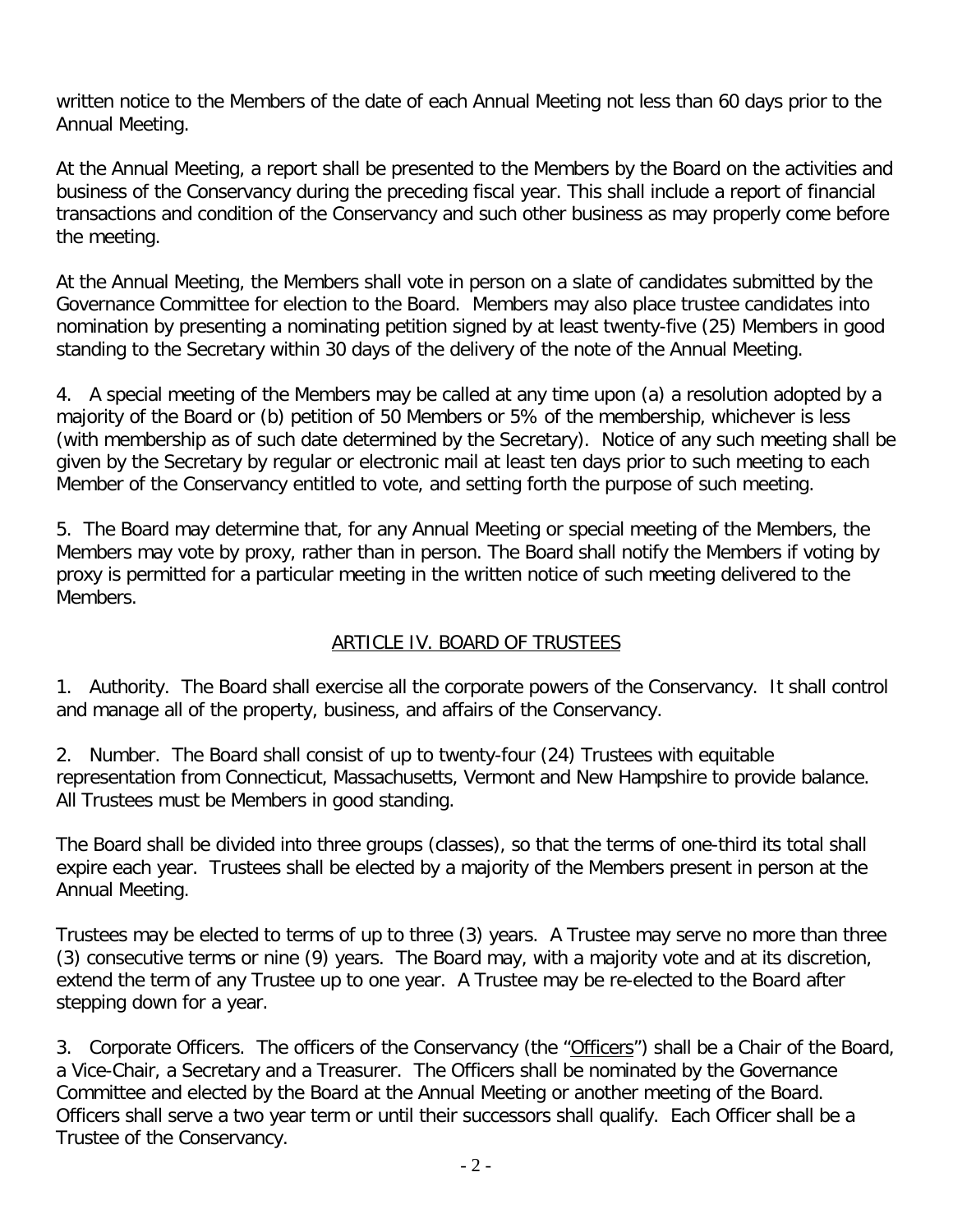written notice to the Members of the date of each Annual Meeting not less than 60 days prior to the Annual Meeting.

At the Annual Meeting, a report shall be presented to the Members by the Board on the activities and business of the Conservancy during the preceding fiscal year. This shall include a report of financial transactions and condition of the Conservancy and such other business as may properly come before the meeting.

At the Annual Meeting, the Members shall vote in person on a slate of candidates submitted by the Governance Committee for election to the Board. Members may also place trustee candidates into nomination by presenting a nominating petition signed by at least twenty-five (25) Members in good standing to the Secretary within 30 days of the delivery of the note of the Annual Meeting.

4. A special meeting of the Members may be called at any time upon (a) a resolution adopted by a majority of the Board or (b) petition of 50 Members or 5% of the membership, whichever is less (with membership as of such date determined by the Secretary). Notice of any such meeting shall be given by the Secretary by regular or electronic mail at least ten days prior to such meeting to each Member of the Conservancy entitled to vote, and setting forth the purpose of such meeting.

5. The Board may determine that, for any Annual Meeting or special meeting of the Members, the Members may vote by proxy, rather than in person. The Board shall notify the Members if voting by proxy is permitted for a particular meeting in the written notice of such meeting delivered to the Members.

## ARTICLE IV. BOARD OF TRUSTEES

1. Authority. The Board shall exercise all the corporate powers of the Conservancy. It shall control and manage all of the property, business, and affairs of the Conservancy.

2. Number. The Board shall consist of up to twenty-four (24) Trustees with equitable representation from Connecticut, Massachusetts, Vermont and New Hampshire to provide balance. All Trustees must be Members in good standing.

The Board shall be divided into three groups (classes), so that the terms of one-third its total shall expire each year. Trustees shall be elected by a majority of the Members present in person at the Annual Meeting.

Trustees may be elected to terms of up to three (3) years. A Trustee may serve no more than three (3) consecutive terms or nine (9) years. The Board may, with a majority vote and at its discretion, extend the term of any Trustee up to one year. A Trustee may be re-elected to the Board after stepping down for a year.

3. Corporate Officers. The officers of the Conservancy (the "Officers") shall be a Chair of the Board, a Vice-Chair, a Secretary and a Treasurer. The Officers shall be nominated by the Governance Committee and elected by the Board at the Annual Meeting or another meeting of the Board. Officers shall serve a two year term or until their successors shall qualify. Each Officer shall be a Trustee of the Conservancy.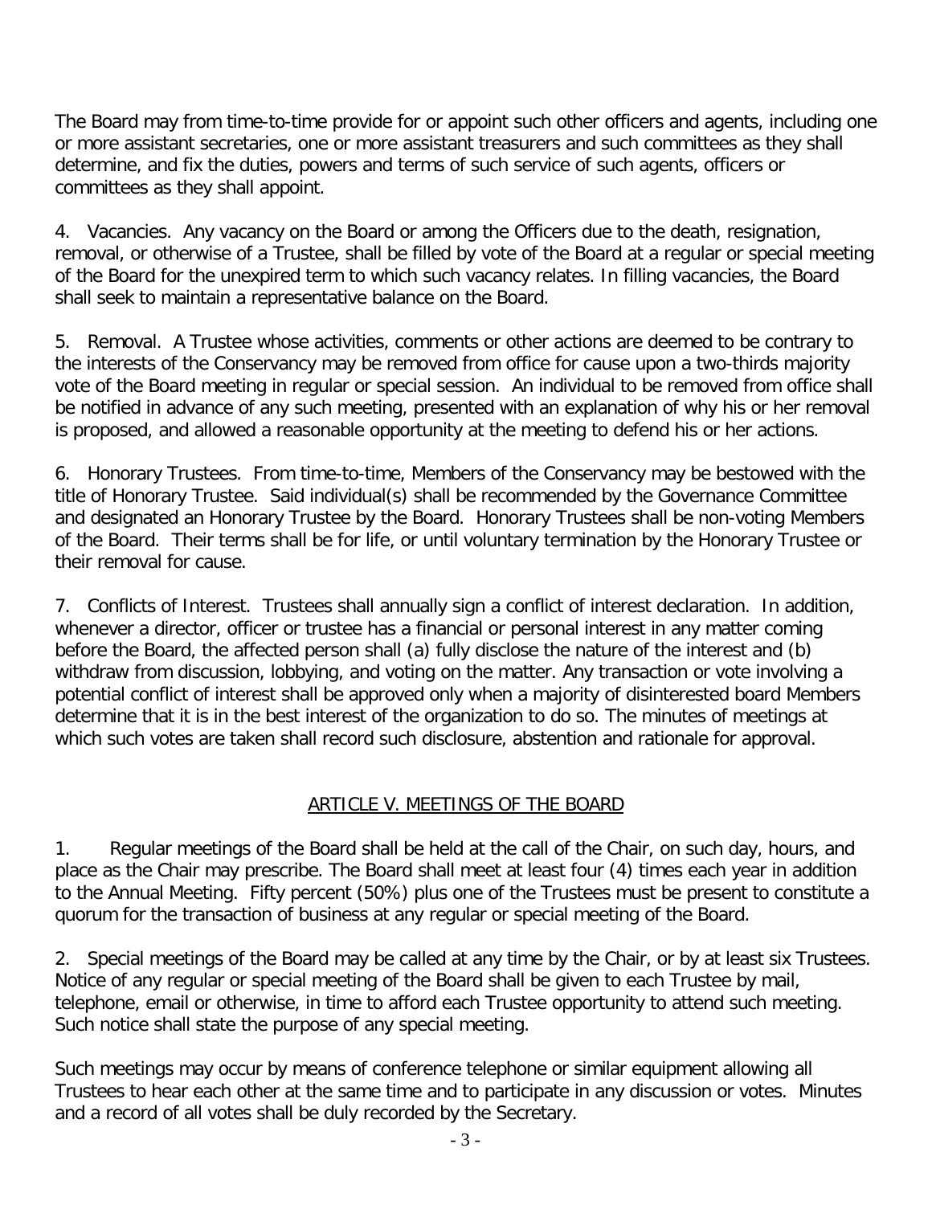The Board may from time-to-time provide for or appoint such other officers and agents, including one or more assistant secretaries, one or more assistant treasurers and such committees as they shall determine, and fix the duties, powers and terms of such service of such agents, officers or committees as they shall appoint.

4. Vacancies. Any vacancy on the Board or among the Officers due to the death, resignation, removal, or otherwise of a Trustee, shall be filled by vote of the Board at a regular or special meeting of the Board for the unexpired term to which such vacancy relates. In filling vacancies, the Board shall seek to maintain a representative balance on the Board.

5. Removal. A Trustee whose activities, comments or other actions are deemed to be contrary to the interests of the Conservancy may be removed from office for cause upon a two-thirds majority vote of the Board meeting in regular or special session. An individual to be removed from office shall be notified in advance of any such meeting, presented with an explanation of why his or her removal is proposed, and allowed a reasonable opportunity at the meeting to defend his or her actions.

6. Honorary Trustees. From time-to-time, Members of the Conservancy may be bestowed with the title of Honorary Trustee. Said individual(s) shall be recommended by the Governance Committee and designated an Honorary Trustee by the Board. Honorary Trustees shall be non-voting Members of the Board. Their terms shall be for life, or until voluntary termination by the Honorary Trustee or their removal for cause.

7. Conflicts of Interest. Trustees shall annually sign a conflict of interest declaration. In addition, whenever a director, officer or trustee has a financial or personal interest in any matter coming before the Board, the affected person shall (a) fully disclose the nature of the interest and (b) withdraw from discussion, lobbying, and voting on the matter. Any transaction or vote involving a potential conflict of interest shall be approved only when a majority of disinterested board Members determine that it is in the best interest of the organization to do so. The minutes of meetings at which such votes are taken shall record such disclosure, abstention and rationale for approval.

## ARTICLE V. MEETINGS OF THE BOARD

1. Regular meetings of the Board shall be held at the call of the Chair, on such day, hours, and place as the Chair may prescribe. The Board shall meet at least four (4) times each year in addition to the Annual Meeting. Fifty percent (50%) plus one of the Trustees must be present to constitute a quorum for the transaction of business at any regular or special meeting of the Board.

2. Special meetings of the Board may be called at any time by the Chair, or by at least six Trustees. Notice of any regular or special meeting of the Board shall be given to each Trustee by mail, telephone, email or otherwise, in time to afford each Trustee opportunity to attend such meeting. Such notice shall state the purpose of any special meeting.

Such meetings may occur by means of conference telephone or similar equipment allowing all Trustees to hear each other at the same time and to participate in any discussion or votes. Minutes and a record of all votes shall be duly recorded by the Secretary.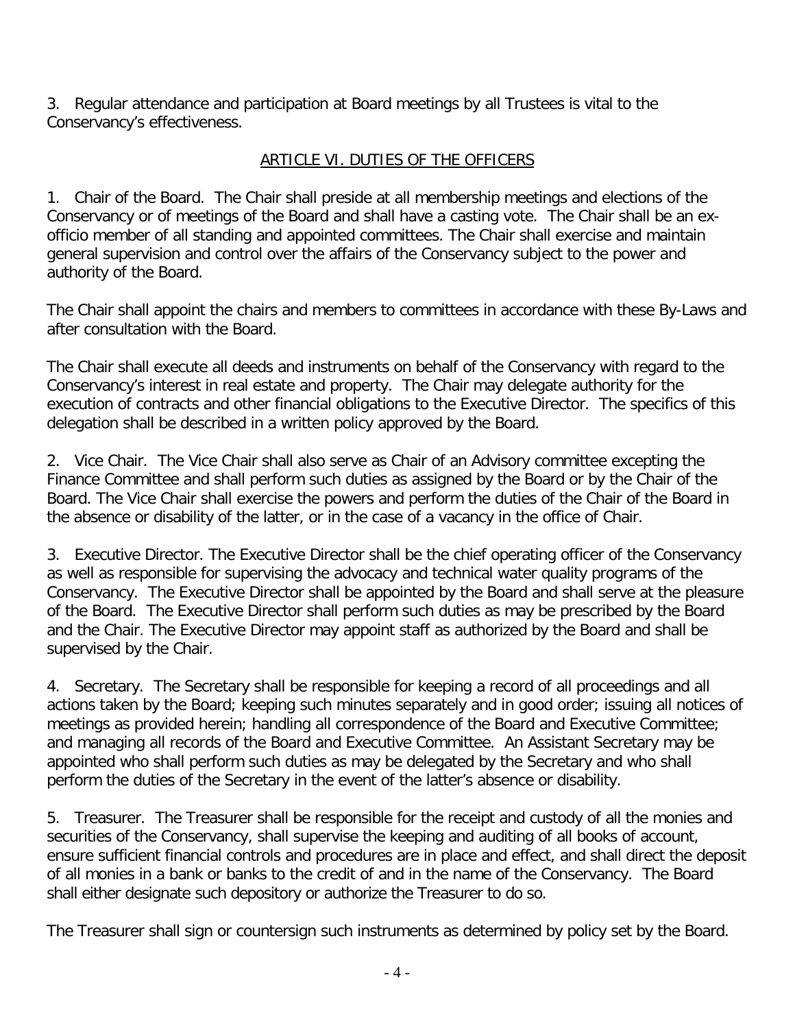3. Regular attendance and participation at Board meetings by all Trustees is vital to the Conservancy's effectiveness.

## ARTICLE VI. DUTIES OF THE OFFICERS

1. Chair of the Board. The Chair shall preside at all membership meetings and elections of the Conservancy or of meetings of the Board and shall have a casting vote. The Chair shall be an ex-officio member of all standing and appointed committees. The Chair shall exercise and maintain general supervision and control over the affairs of the Conservancy subject to the power and authority of the Board.

The Chair shall appoint the chairs and members to committees in accordance with these By-Laws and after consultation with the Board.

The Chair shall execute all deeds and instruments on behalf of the Conservancy with regard to the Conservancy's interest in real estate and property. The Chair may delegate authority for the execution of contracts and other financial obligations to the Executive Director. The specifics of this delegation shall be described in a written policy approved by the Board.

2. Vice Chair. The Vice Chair shall also serve as Chair of an Advisory committee excepting the Finance Committee and shall perform such duties as assigned by the Board or by the Chair of the Board. The Vice Chair shall exercise the powers and perform the duties of the Chair of the Board in the absence or disability of the latter, or in the case of a vacancy in the office of Chair.

3. Executive Director. The Executive Director shall be the chief operating officer of the Conservancy as well as responsible for supervising the advocacy and technical water quality programs of the Conservancy. The Executive Director shall be appointed by the Board and shall serve at the pleasure of the Board. The Executive Director shall perform such duties as may be prescribed by the Board and the Chair. The Executive Director may appoint staff as authorized by the Board and shall be supervised by the Chair.

4. Secretary. The Secretary shall be responsible for keeping a record of all proceedings and all actions taken by the Board; keeping such minutes separately and in good order; issuing all notices of meetings as provided herein; handling all correspondence of the Board and Executive Committee; and managing all records of the Board and Executive Committee. An Assistant Secretary may be appointed who shall perform such duties as may be delegated by the Secretary and who shall perform the duties of the Secretary in the event of the latter's absence or disability.

5. Treasurer. The Treasurer shall be responsible for the receipt and custody of all the monies and securities of the Conservancy, shall supervise the keeping and auditing of all books of account, ensure sufficient financial controls and procedures are in place and effect, and shall direct the deposit of all monies in a bank or banks to the credit of and in the name of the Conservancy. The Board shall either designate such depository or authorize the Treasurer to do so.

The Treasurer shall sign or countersign such instruments as determined by policy set by the Board.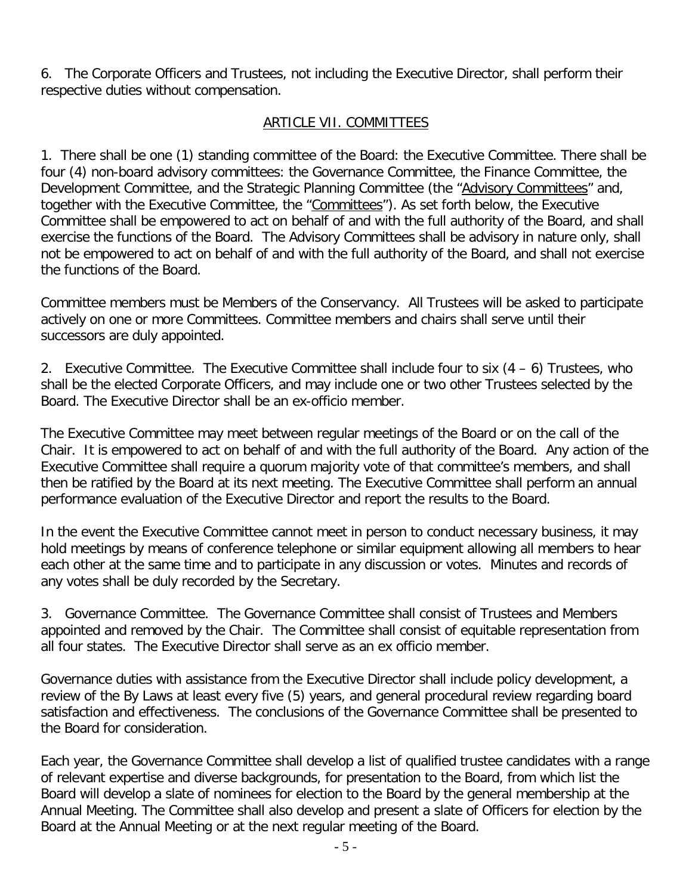6. The Corporate Officers and Trustees, not including the Executive Director, shall perform their respective duties without compensation.

## ARTICLE VII. COMMITTEES

1. There shall be one (1) standing committee of the Board: the Executive Committee. There shall be four (4) non-board advisory committees: the Governance Committee, the Finance Committee, the Development Committee, and the Strategic Planning Committee (the "Advisory Committees" and, together with the Executive Committee, the "Committees"). As set forth below, the Executive Committee shall be empowered to act on behalf of and with the full authority of the Board, and shall exercise the functions of the Board. The Advisory Committees shall be advisory in nature only, shall not be empowered to act on behalf of and with the full authority of the Board, and shall not exercise the functions of the Board.

Committee members must be Members of the Conservancy. All Trustees will be asked to participate actively on one or more Committees. Committee members and chairs shall serve until their successors are duly appointed.

2. Executive Committee. The Executive Committee shall include four to six (4 – 6) Trustees, who shall be the elected Corporate Officers, and may include one or two other Trustees selected by the Board. The Executive Director shall be an ex-officio member.

The Executive Committee may meet between regular meetings of the Board or on the call of the Chair. It is empowered to act on behalf of and with the full authority of the Board. Any action of the Executive Committee shall require a quorum majority vote of that committee's members, and shall then be ratified by the Board at its next meeting. The Executive Committee shall perform an annual performance evaluation of the Executive Director and report the results to the Board.

In the event the Executive Committee cannot meet in person to conduct necessary business, it may hold meetings by means of conference telephone or similar equipment allowing all members to hear each other at the same time and to participate in any discussion or votes. Minutes and records of any votes shall be duly recorded by the Secretary.

3. Governance Committee. The Governance Committee shall consist of Trustees and Members appointed and removed by the Chair. The Committee shall consist of equitable representation from all four states. The Executive Director shall serve as an ex officio member.

Governance duties with assistance from the Executive Director shall include policy development, a review of the By Laws at least every five (5) years, and general procedural review regarding board satisfaction and effectiveness. The conclusions of the Governance Committee shall be presented to the Board for consideration.

Each year, the Governance Committee shall develop a list of qualified trustee candidates with a range of relevant expertise and diverse backgrounds, for presentation to the Board, from which list the Board will develop a slate of nominees for election to the Board by the general membership at the Annual Meeting. The Committee shall also develop and present a slate of Officers for election by the Board at the Annual Meeting or at the next regular meeting of the Board.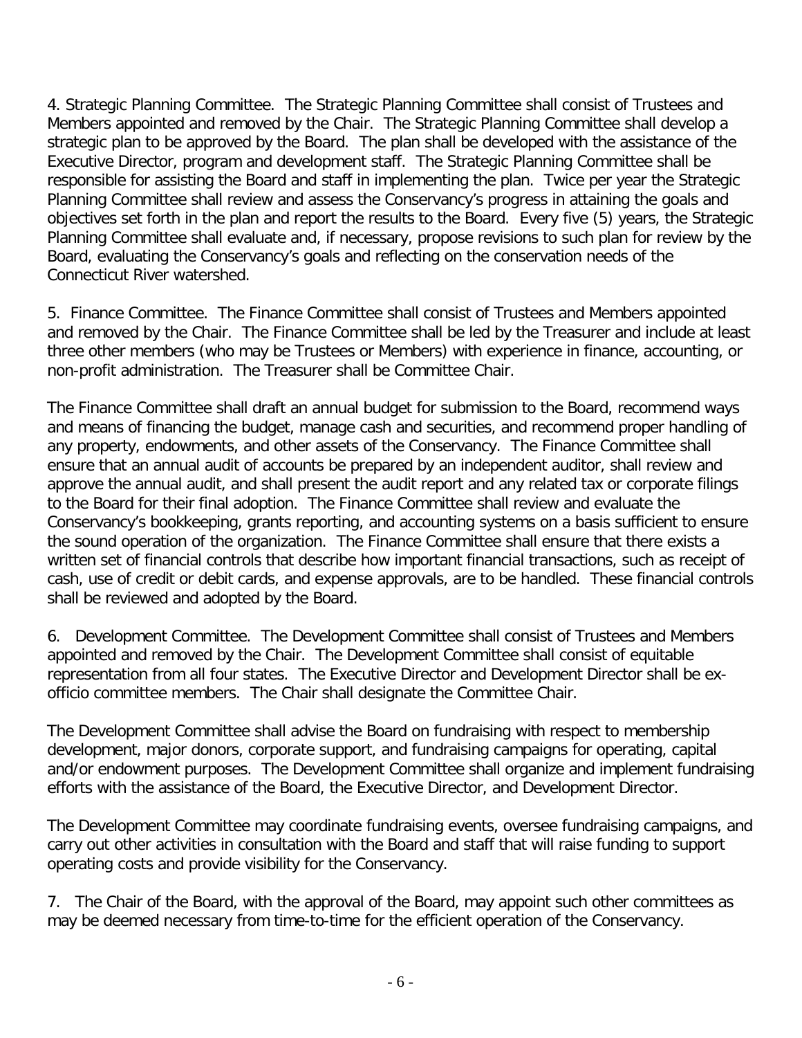4. Strategic Planning Committee. The Strategic Planning Committee shall consist of Trustees and Members appointed and removed by the Chair. The Strategic Planning Committee shall develop a strategic plan to be approved by the Board. The plan shall be developed with the assistance of the Executive Director, program and development staff. The Strategic Planning Committee shall be responsible for assisting the Board and staff in implementing the plan. Twice per year the Strategic Planning Committee shall review and assess the Conservancy's progress in attaining the goals and objectives set forth in the plan and report the results to the Board. Every five (5) years, the Strategic Planning Committee shall evaluate and, if necessary, propose revisions to such plan for review by the Board, evaluating the Conservancy's goals and reflecting on the conservation needs of the Connecticut River watershed.

5. Finance Committee. The Finance Committee shall consist of Trustees and Members appointed and removed by the Chair. The Finance Committee shall be led by the Treasurer and include at least three other members (who may be Trustees or Members) with experience in finance, accounting, or non-profit administration. The Treasurer shall be Committee Chair.

The Finance Committee shall draft an annual budget for submission to the Board, recommend ways and means of financing the budget, manage cash and securities, and recommend proper handling of any property, endowments, and other assets of the Conservancy. The Finance Committee shall ensure that an annual audit of accounts be prepared by an independent auditor, shall review and approve the annual audit, and shall present the audit report and any related tax or corporate filings to the Board for their final adoption. The Finance Committee shall review and evaluate the Conservancy's bookkeeping, grants reporting, and accounting systems on a basis sufficient to ensure the sound operation of the organization. The Finance Committee shall ensure that there exists a written set of financial controls that describe how important financial transactions, such as receipt of cash, use of credit or debit cards, and expense approvals, are to be handled. These financial controls shall be reviewed and adopted by the Board.

6. Development Committee. The Development Committee shall consist of Trustees and Members appointed and removed by the Chair. The Development Committee shall consist of equitable representation from all four states. The Executive Director and Development Director shall be ex-officio committee members. The Chair shall designate the Committee Chair.

The Development Committee shall advise the Board on fundraising with respect to membership development, major donors, corporate support, and fundraising campaigns for operating, capital and/or endowment purposes. The Development Committee shall organize and implement fundraising efforts with the assistance of the Board, the Executive Director, and Development Director.

The Development Committee may coordinate fundraising events, oversee fundraising campaigns, and carry out other activities in consultation with the Board and staff that will raise funding to support operating costs and provide visibility for the Conservancy.

7. The Chair of the Board, with the approval of the Board, may appoint such other committees as may be deemed necessary from time-to-time for the efficient operation of the Conservancy.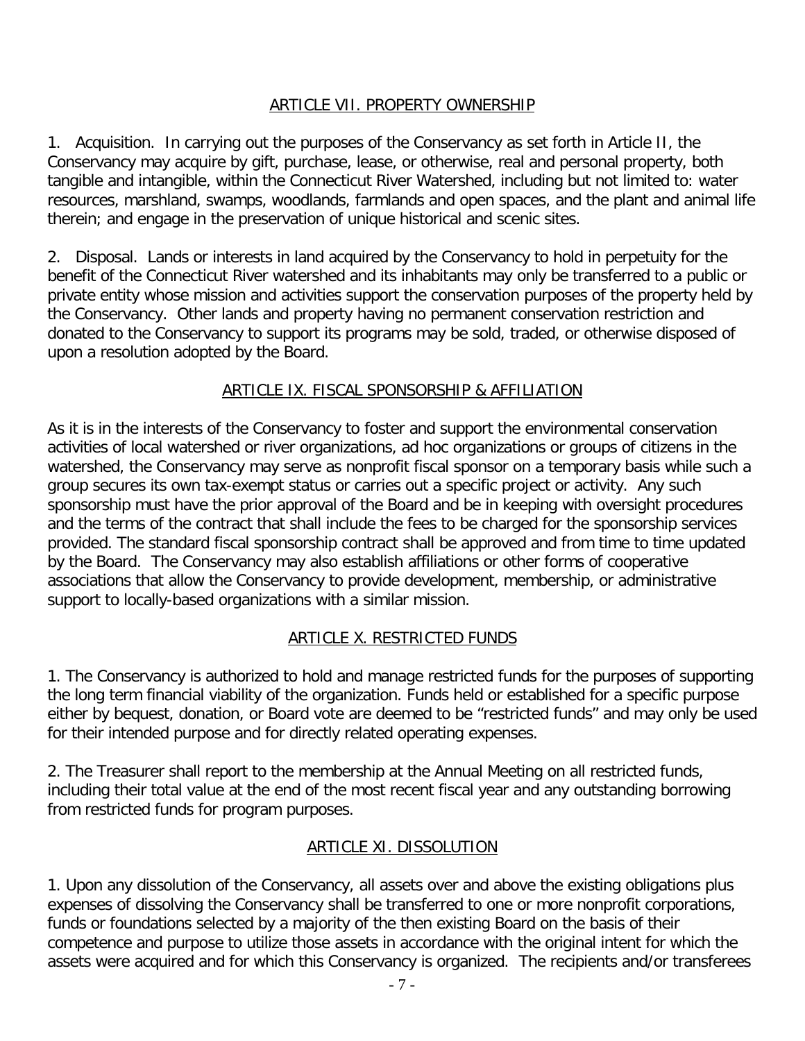## ARTICLE VII. PROPERTY OWNERSHIP

1. Acquisition. In carrying out the purposes of the Conservancy as set forth in Article II, the Conservancy may acquire by gift, purchase, lease, or otherwise, real and personal property, both tangible and intangible, within the Connecticut River Watershed, including but not limited to: water resources, marshland, swamps, woodlands, farmlands and open spaces, and the plant and animal life therein; and engage in the preservation of unique historical and scenic sites.

2. Disposal. Lands or interests in land acquired by the Conservancy to hold in perpetuity for the benefit of the Connecticut River watershed and its inhabitants may only be transferred to a public or private entity whose mission and activities support the conservation purposes of the property held by the Conservancy. Other lands and property having no permanent conservation restriction and donated to the Conservancy to support its programs may be sold, traded, or otherwise disposed of upon a resolution adopted by the Board.

## ARTICLE IX. FISCAL SPONSORSHIP & AFFILIATION

As it is in the interests of the Conservancy to foster and support the environmental conservation activities of local watershed or river organizations, ad hoc organizations or groups of citizens in the watershed, the Conservancy may serve as nonprofit fiscal sponsor on a temporary basis while such a group secures its own tax-exempt status or carries out a specific project or activity. Any such sponsorship must have the prior approval of the Board and be in keeping with oversight procedures and the terms of the contract that shall include the fees to be charged for the sponsorship services provided. The standard fiscal sponsorship contract shall be approved and from time to time updated by the Board. The Conservancy may also establish affiliations or other forms of cooperative associations that allow the Conservancy to provide development, membership, or administrative support to locally-based organizations with a similar mission.

## ARTICLE X. RESTRICTED FUNDS

1. The Conservancy is authorized to hold and manage restricted funds for the purposes of supporting the long term financial viability of the organization. Funds held or established for a specific purpose either by bequest, donation, or Board vote are deemed to be "restricted funds" and may only be used for their intended purpose and for directly related operating expenses.

2. The Treasurer shall report to the membership at the Annual Meeting on all restricted funds, including their total value at the end of the most recent fiscal year and any outstanding borrowing from restricted funds for program purposes.

## ARTICLE XI. DISSOLUTION

1. Upon any dissolution of the Conservancy, all assets over and above the existing obligations plus expenses of dissolving the Conservancy shall be transferred to one or more nonprofit corporations, funds or foundations selected by a majority of the then existing Board on the basis of their competence and purpose to utilize those assets in accordance with the original intent for which the assets were acquired and for which this Conservancy is organized. The recipients and/or transferees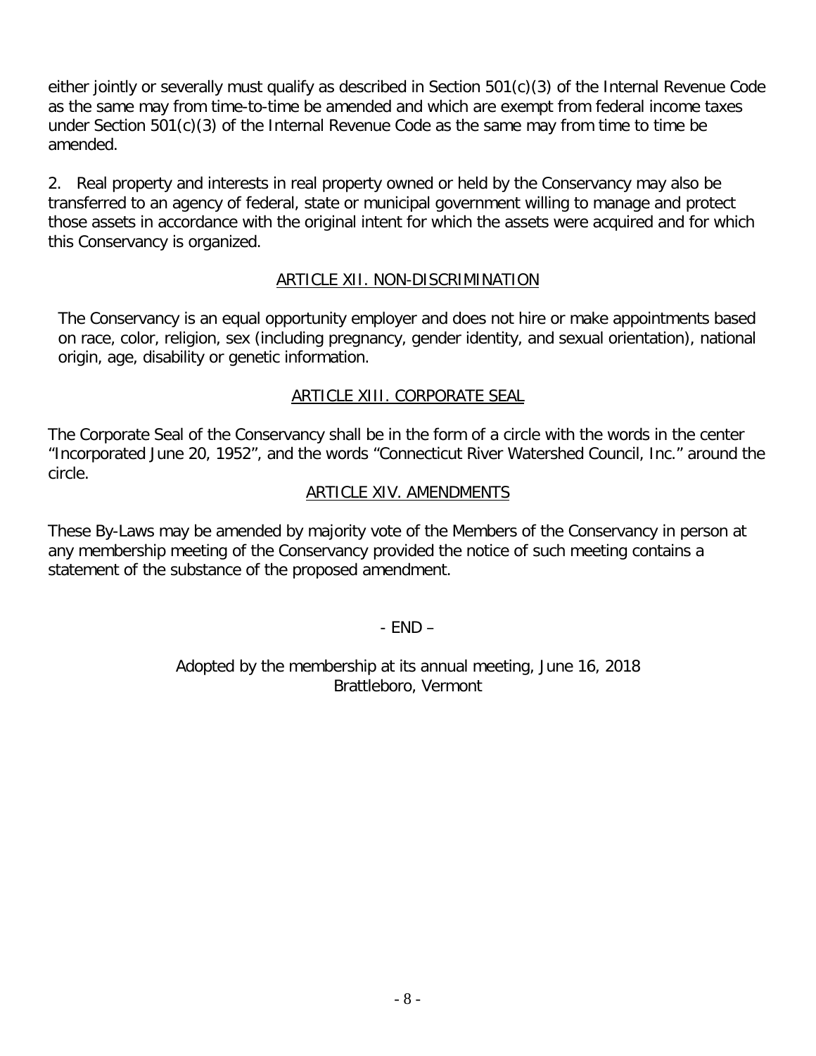either jointly or severally must qualify as described in Section 501(c)(3) of the Internal Revenue Code as the same may from time-to-time be amended and which are exempt from federal income taxes under Section 501(c)(3) of the Internal Revenue Code as the same may from time to time be amended.

2. Real property and interests in real property owned or held by the Conservancy may also be transferred to an agency of federal, state or municipal government willing to manage and protect those assets in accordance with the original intent for which the assets were acquired and for which this Conservancy is organized.

## ARTICLE XII. NON-DISCRIMINATION

The Conservancy is an equal opportunity employer and does not hire or make appointments based on race, color, religion, sex (including pregnancy, gender identity, and sexual orientation), national origin, age, disability or genetic information.

## ARTICLE XIII. CORPORATE SEAL

The Corporate Seal of the Conservancy shall be in the form of a circle with the words in the center "Incorporated June 20, 1952", and the words "Connecticut River Watershed Council, Inc." around the circle.

## ARTICLE XIV. AMENDMENTS

These By-Laws may be amended by majority vote of the Members of the Conservancy in person at any membership meeting of the Conservancy provided the notice of such meeting contains a statement of the substance of the proposed amendment.

- END –

Adopted by the membership at its annual meeting, June 16, 2018
Brattleboro, Vermont